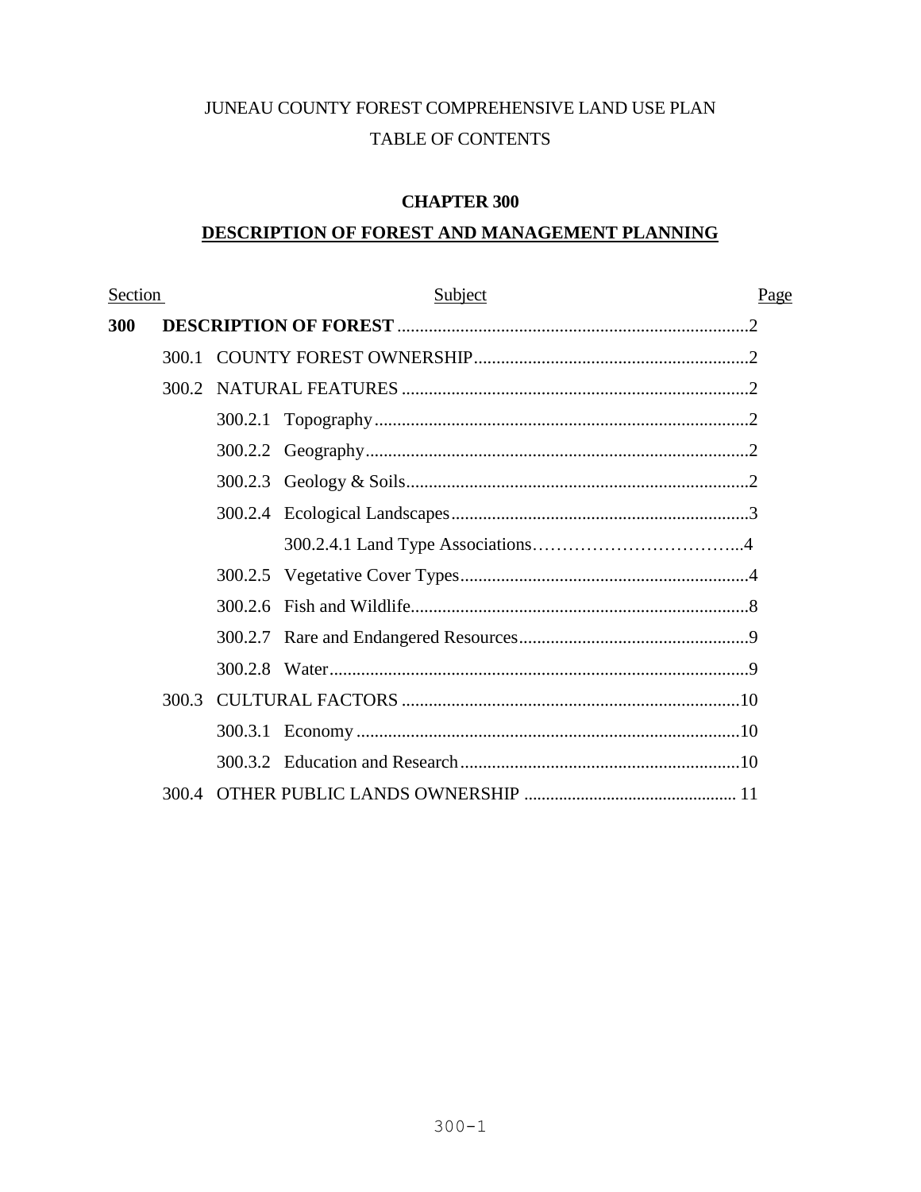JUNEAU COUNTY FOREST COMPREHENSIVE LAND USE PLAN

TABLE OF CONTENTS

# CHAPTER 300

## DESCRIPTION OF FOREST AND MANAGEMENT PLANNING

| Section | Subject | Page |
|---|---|---|
| **300** | **DESCRIPTION OF FOREST** | 2 |
| 300.1 | COUNTY FOREST OWNERSHIP | 2 |
| 300.2 | NATURAL FEATURES | 2 |
| 300.2.1 | Topography | 2 |
| 300.2.2 | Geography | 2 |
| 300.2.3 | Geology & Soils | 2 |
| 300.2.4 | Ecological Landscapes | 3 |
| 300.2.4.1 | Land Type Associations | 4 |
| 300.2.5 | Vegetative Cover Types | 4 |
| 300.2.6 | Fish and Wildlife | 8 |
| 300.2.7 | Rare and Endangered Resources | 9 |
| 300.2.8 | Water | 9 |
| 300.3 | CULTURAL FACTORS | 10 |
| 300.3.1 | Economy | 10 |
| 300.3.2 | Education and Research | 10 |
| 300.4 | OTHER PUBLIC LANDS OWNERSHIP | 11 |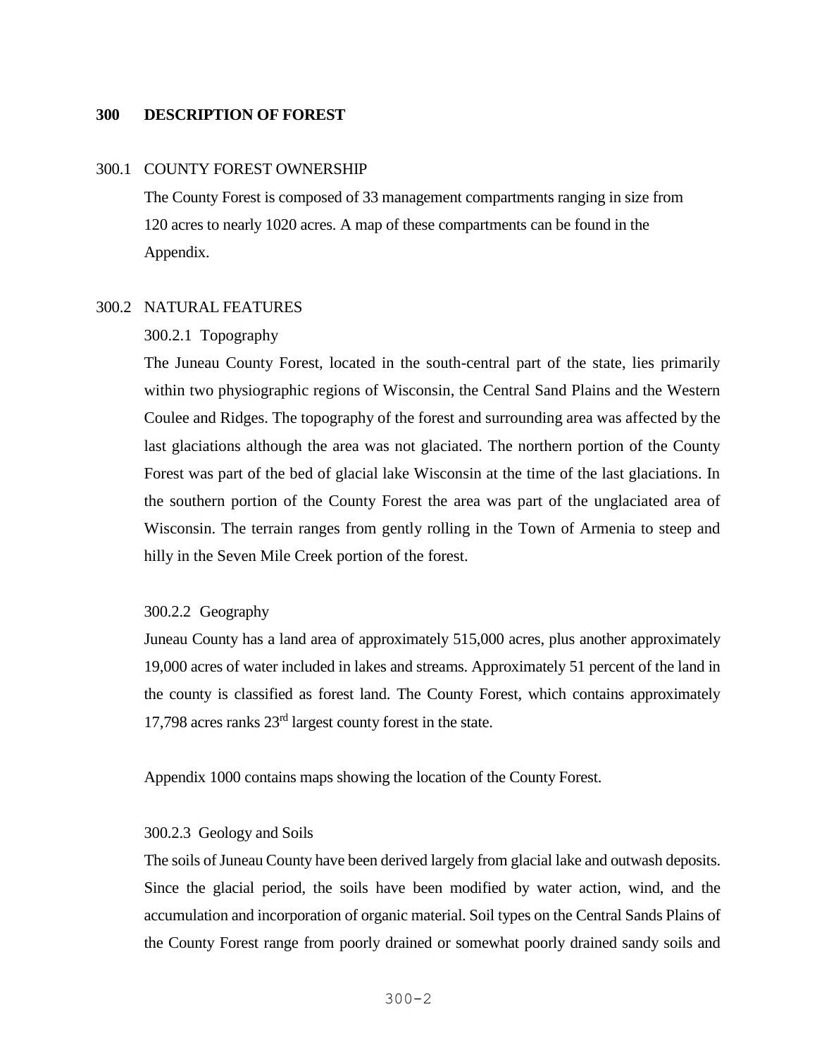# 300 DESCRIPTION OF FOREST

## 300.1 COUNTY FOREST OWNERSHIP

The County Forest is composed of 33 management compartments ranging in size from 120 acres to nearly 1020 acres. A map of these compartments can be found in the Appendix.

## 300.2 NATURAL FEATURES

### 300.2.1 Topography

The Juneau County Forest, located in the south-central part of the state, lies primarily within two physiographic regions of Wisconsin, the Central Sand Plains and the Western Coulee and Ridges. The topography of the forest and surrounding area was affected by the last glaciations although the area was not glaciated. The northern portion of the County Forest was part of the bed of glacial lake Wisconsin at the time of the last glaciations. In the southern portion of the County Forest the area was part of the unglaciated area of Wisconsin. The terrain ranges from gently rolling in the Town of Armenia to steep and hilly in the Seven Mile Creek portion of the forest.

### 300.2.2 Geography

Juneau County has a land area of approximately 515,000 acres, plus another approximately 19,000 acres of water included in lakes and streams. Approximately 51 percent of the land in the county is classified as forest land. The County Forest, which contains approximately 17,798 acres ranks 23rd largest county forest in the state.

Appendix 1000 contains maps showing the location of the County Forest.

### 300.2.3 Geology and Soils

The soils of Juneau County have been derived largely from glacial lake and outwash deposits. Since the glacial period, the soils have been modified by water action, wind, and the accumulation and incorporation of organic material. Soil types on the Central Sands Plains of the County Forest range from poorly drained or somewhat poorly drained sandy soils and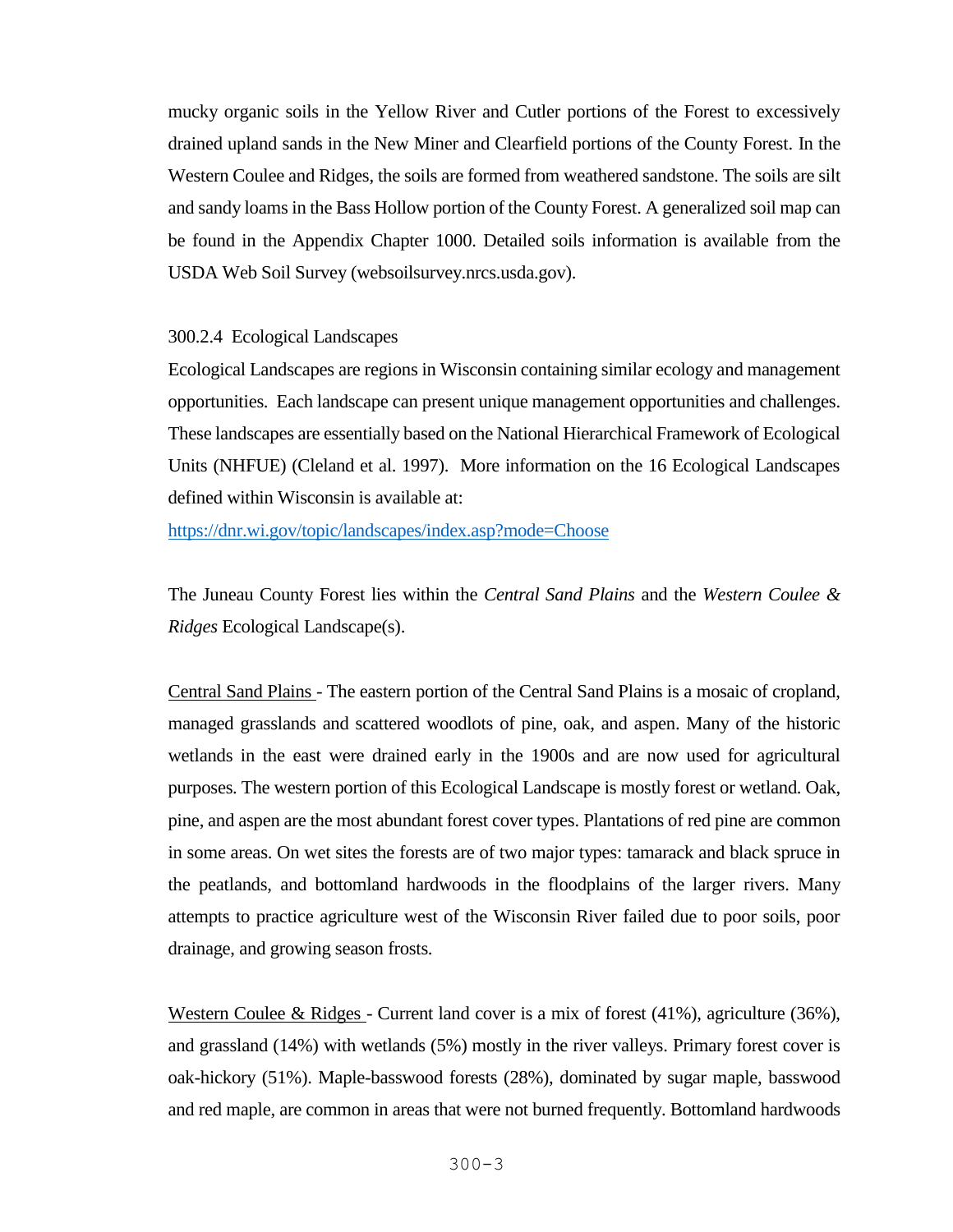mucky organic soils in the Yellow River and Cutler portions of the Forest to excessively drained upland sands in the New Miner and Clearfield portions of the County Forest. In the Western Coulee and Ridges, the soils are formed from weathered sandstone. The soils are silt and sandy loams in the Bass Hollow portion of the County Forest. A generalized soil map can be found in the Appendix Chapter 1000. Detailed soils information is available from the USDA Web Soil Survey (websoilsurvey.nrcs.usda.gov).

#### 300.2.4 Ecological Landscapes

Ecological Landscapes are regions in Wisconsin containing similar ecology and management opportunities. Each landscape can present unique management opportunities and challenges. These landscapes are essentially based on the National Hierarchical Framework of Ecological Units (NHFUE) (Cleland et al. 1997). More information on the 16 Ecological Landscapes defined within Wisconsin is available at:

https://dnr.wi.gov/topic/landscapes/index.asp?mode=Choose

The Juneau County Forest lies within the *Central Sand Plains* and the *Western Coulee & Ridges* Ecological Landscape(s).

<u>Central Sand Plains</u> - The eastern portion of the Central Sand Plains is a mosaic of cropland, managed grasslands and scattered woodlots of pine, oak, and aspen. Many of the historic wetlands in the east were drained early in the 1900s and are now used for agricultural purposes. The western portion of this Ecological Landscape is mostly forest or wetland. Oak, pine, and aspen are the most abundant forest cover types. Plantations of red pine are common in some areas. On wet sites the forests are of two major types: tamarack and black spruce in the peatlands, and bottomland hardwoods in the floodplains of the larger rivers. Many attempts to practice agriculture west of the Wisconsin River failed due to poor soils, poor drainage, and growing season frosts.

<u>Western Coulee & Ridges</u> - Current land cover is a mix of forest (41%), agriculture (36%), and grassland (14%) with wetlands (5%) mostly in the river valleys. Primary forest cover is oak-hickory (51%). Maple-basswood forests (28%), dominated by sugar maple, basswood and red maple, are common in areas that were not burned frequently. Bottomland hardwoods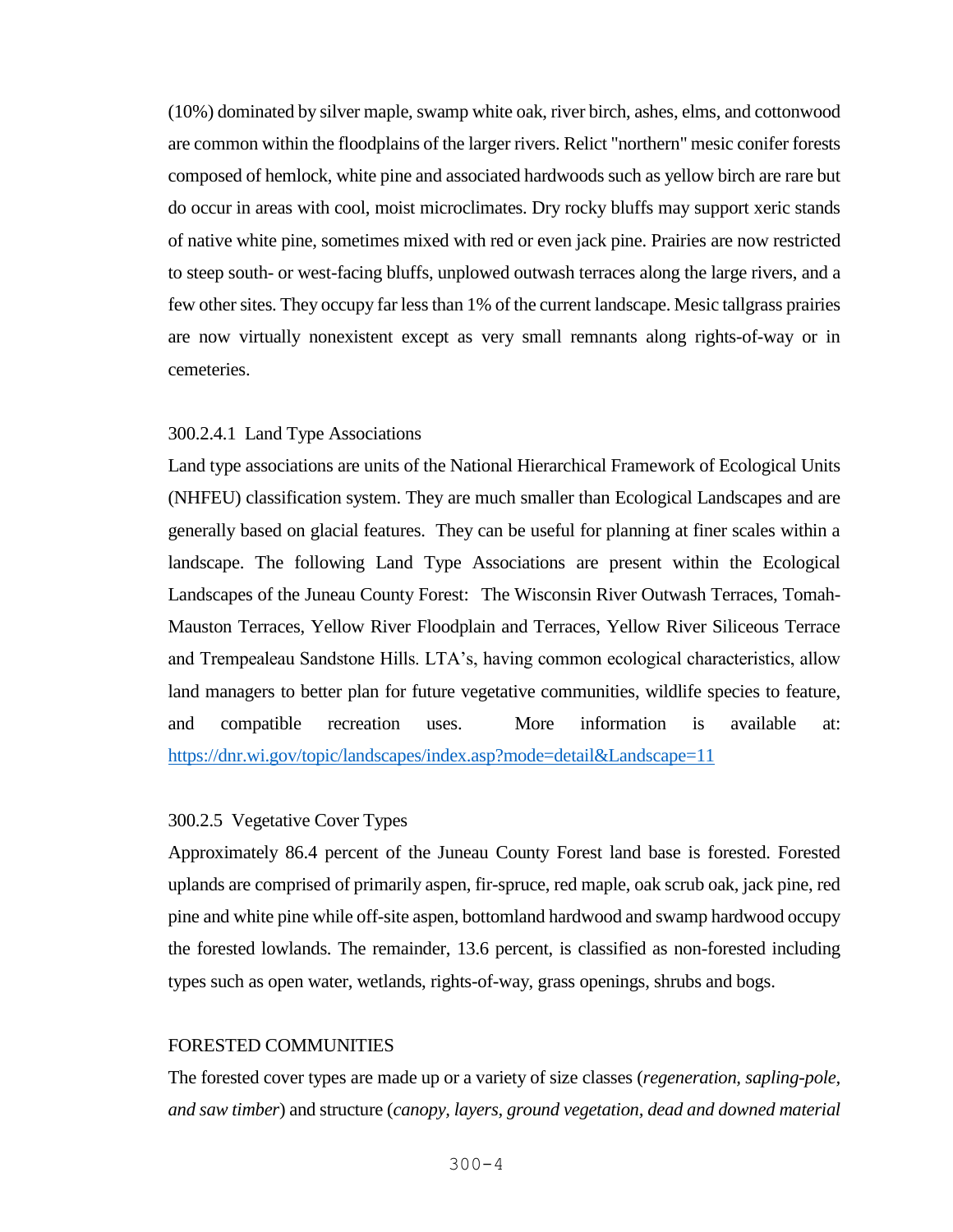(10%) dominated by silver maple, swamp white oak, river birch, ashes, elms, and cottonwood are common within the floodplains of the larger rivers. Relict "northern" mesic conifer forests composed of hemlock, white pine and associated hardwoods such as yellow birch are rare but do occur in areas with cool, moist microclimates. Dry rocky bluffs may support xeric stands of native white pine, sometimes mixed with red or even jack pine. Prairies are now restricted to steep south- or west-facing bluffs, unplowed outwash terraces along the large rivers, and a few other sites. They occupy far less than 1% of the current landscape. Mesic tallgrass prairies are now virtually nonexistent except as very small remnants along rights-of-way or in cemeteries.

#### 300.2.4.1 Land Type Associations

Land type associations are units of the National Hierarchical Framework of Ecological Units (NHFEU) classification system. They are much smaller than Ecological Landscapes and are generally based on glacial features. They can be useful for planning at finer scales within a landscape. The following Land Type Associations are present within the Ecological Landscapes of the Juneau County Forest: The Wisconsin River Outwash Terraces, Tomah-Mauston Terraces, Yellow River Floodplain and Terraces, Yellow River Siliceous Terrace and Trempealeau Sandstone Hills. LTA's, having common ecological characteristics, allow land managers to better plan for future vegetative communities, wildlife species to feature, and compatible recreation uses. More information is available at: [https://dnr.wi.gov/topic/landscapes/index.asp?mode=detail&Landscape=11](https://dnr.wi.gov/topic/landscapes/index.asp?mode=detail&Landscape=11)

### 300.2.5 Vegetative Cover Types

Approximately 86.4 percent of the Juneau County Forest land base is forested. Forested uplands are comprised of primarily aspen, fir-spruce, red maple, oak scrub oak, jack pine, red pine and white pine while off-site aspen, bottomland hardwood and swamp hardwood occupy the forested lowlands. The remainder, 13.6 percent, is classified as non-forested including types such as open water, wetlands, rights-of-way, grass openings, shrubs and bogs.

#### FORESTED COMMUNITIES

The forested cover types are made up or a variety of size classes (*regeneration, sapling-pole, and saw timber*) and structure (*canopy, layers, ground vegetation, dead and downed material*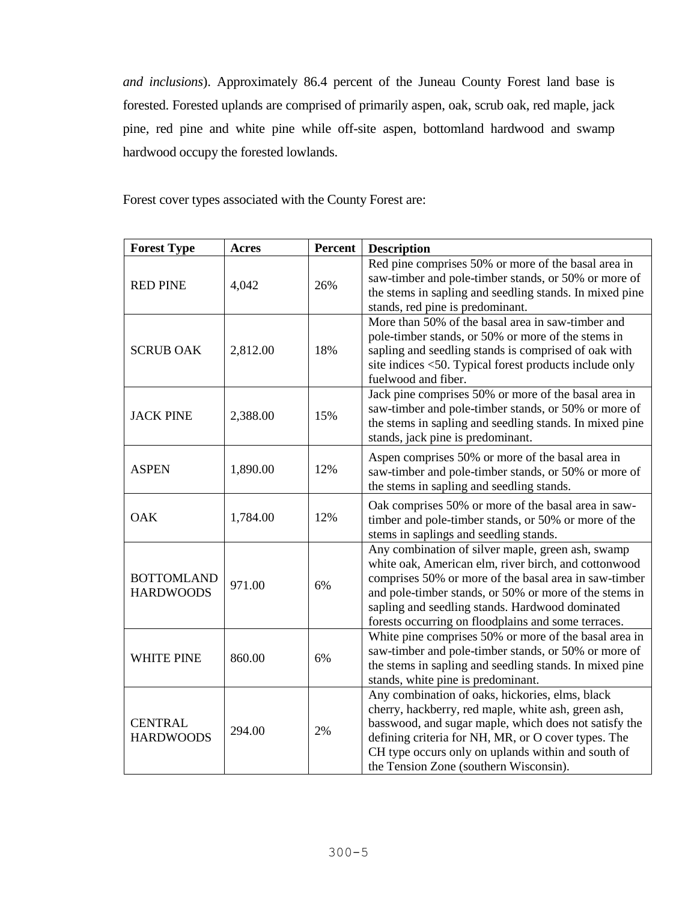*and inclusions*). Approximately 86.4 percent of the Juneau County Forest land base is forested. Forested uplands are comprised of primarily aspen, oak, scrub oak, red maple, jack pine, red pine and white pine while off-site aspen, bottomland hardwood and swamp hardwood occupy the forested lowlands.

Forest cover types associated with the County Forest are:

| Forest Type | Acres | Percent | Description |
|---|---|---|---|
| RED PINE | 4,042 | 26% | Red pine comprises 50% or more of the basal area in saw-timber and pole-timber stands, or 50% or more of the stems in sapling and seedling stands. In mixed pine stands, red pine is predominant. |
| SCRUB OAK | 2,812.00 | 18% | More than 50% of the basal area in saw-timber and pole-timber stands, or 50% or more of the stems in sapling and seedling stands is comprised of oak with site indices <50. Typical forest products include only fuelwood and fiber. |
| JACK PINE | 2,388.00 | 15% | Jack pine comprises 50% or more of the basal area in saw-timber and pole-timber stands, or 50% or more of the stems in sapling and seedling stands. In mixed pine stands, jack pine is predominant. |
| ASPEN | 1,890.00 | 12% | Aspen comprises 50% or more of the basal area in saw-timber and pole-timber stands, or 50% or more of the stems in sapling and seedling stands. |
| OAK | 1,784.00 | 12% | Oak comprises 50% or more of the basal area in saw-timber and pole-timber stands, or 50% or more of the stems in saplings and seedling stands. |
| BOTTOMLAND HARDWOODS | 971.00 | 6% | Any combination of silver maple, green ash, swamp white oak, American elm, river birch, and cottonwood comprises 50% or more of the basal area in saw-timber and pole-timber stands, or 50% or more of the stems in sapling and seedling stands. Hardwood dominated forests occurring on floodplains and some terraces. |
| WHITE PINE | 860.00 | 6% | White pine comprises 50% or more of the basal area in saw-timber and pole-timber stands, or 50% or more of the stems in sapling and seedling stands. In mixed pine stands, white pine is predominant. |
| CENTRAL HARDWOODS | 294.00 | 2% | Any combination of oaks, hickories, elms, black cherry, hackberry, red maple, white ash, green ash, basswood, and sugar maple, which does not satisfy the defining criteria for NH, MR, or O cover types. The CH type occurs only on uplands within and south of the Tension Zone (southern Wisconsin). |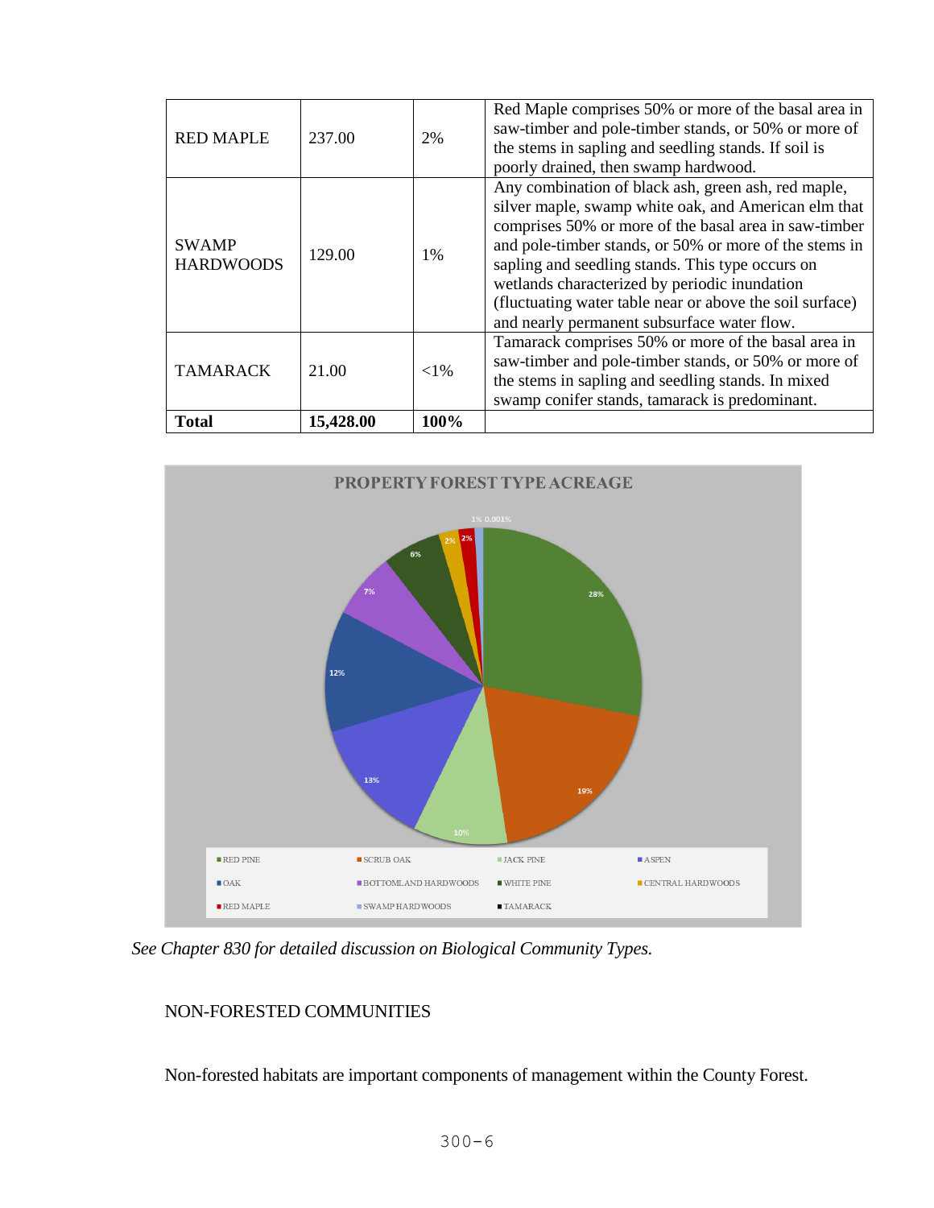| RED MAPLE | 237.00 | 2% | Red Maple comprises 50% or more of the basal area in saw-timber and pole-timber stands, or 50% or more of the stems in sapling and seedling stands. If soil is poorly drained, then swamp hardwood. |
|---|---|---|---|
| SWAMP HARDWOODS | 129.00 | 1% | Any combination of black ash, green ash, red maple, silver maple, swamp white oak, and American elm that comprises 50% or more of the basal area in saw-timber and pole-timber stands, or 50% or more of the stems in sapling and seedling stands. This type occurs on wetlands characterized by periodic inundation (fluctuating water table near or above the soil surface) and nearly permanent subsurface water flow. |
| TAMARACK | 21.00 | <1% | Tamarack comprises 50% or more of the basal area in saw-timber and pole-timber stands, or 50% or more of the stems in sapling and seedling stands. In mixed swamp conifer stands, tamarack is predominant. |
| **Total** | **15,428.00** | **100%** | |

**PROPERTY FOREST TYPE ACREAGE**

*See Chapter 830 for detailed discussion on Biological Community Types.*

NON-FORESTED COMMUNITIES

Non-forested habitats are important components of management within the County Forest.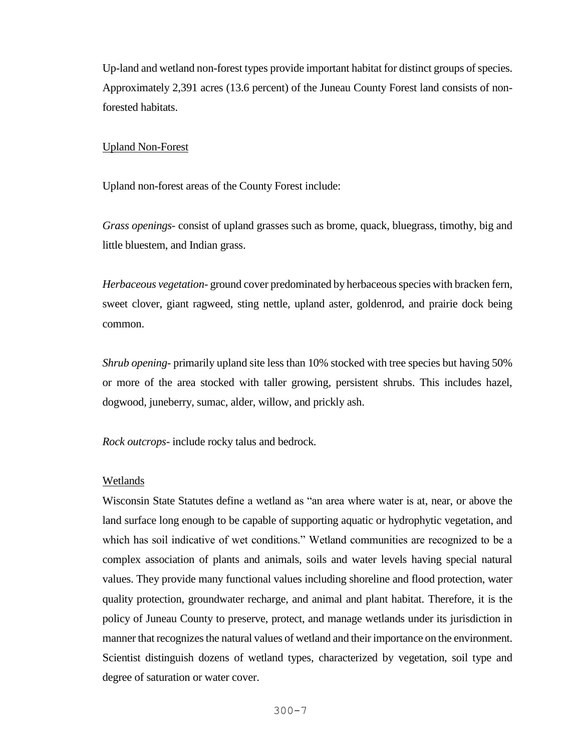Up-land and wetland non-forest types provide important habitat for distinct groups of species. Approximately 2,391 acres (13.6 percent) of the Juneau County Forest land consists of non-forested habitats.

Upland Non-Forest

Upland non-forest areas of the County Forest include:

*Grass openings*- consist of upland grasses such as brome, quack, bluegrass, timothy, big and little bluestem, and Indian grass.

*Herbaceous vegetation*- ground cover predominated by herbaceous species with bracken fern, sweet clover, giant ragweed, sting nettle, upland aster, goldenrod, and prairie dock being common.

*Shrub opening*- primarily upland site less than 10% stocked with tree species but having 50% or more of the area stocked with taller growing, persistent shrubs. This includes hazel, dogwood, juneberry, sumac, alder, willow, and prickly ash.

*Rock outcrops*- include rocky talus and bedrock.

Wetlands

Wisconsin State Statutes define a wetland as "an area where water is at, near, or above the land surface long enough to be capable of supporting aquatic or hydrophytic vegetation, and which has soil indicative of wet conditions." Wetland communities are recognized to be a complex association of plants and animals, soils and water levels having special natural values. They provide many functional values including shoreline and flood protection, water quality protection, groundwater recharge, and animal and plant habitat. Therefore, it is the policy of Juneau County to preserve, protect, and manage wetlands under its jurisdiction in manner that recognizes the natural values of wetland and their importance on the environment. Scientist distinguish dozens of wetland types, characterized by vegetation, soil type and degree of saturation or water cover.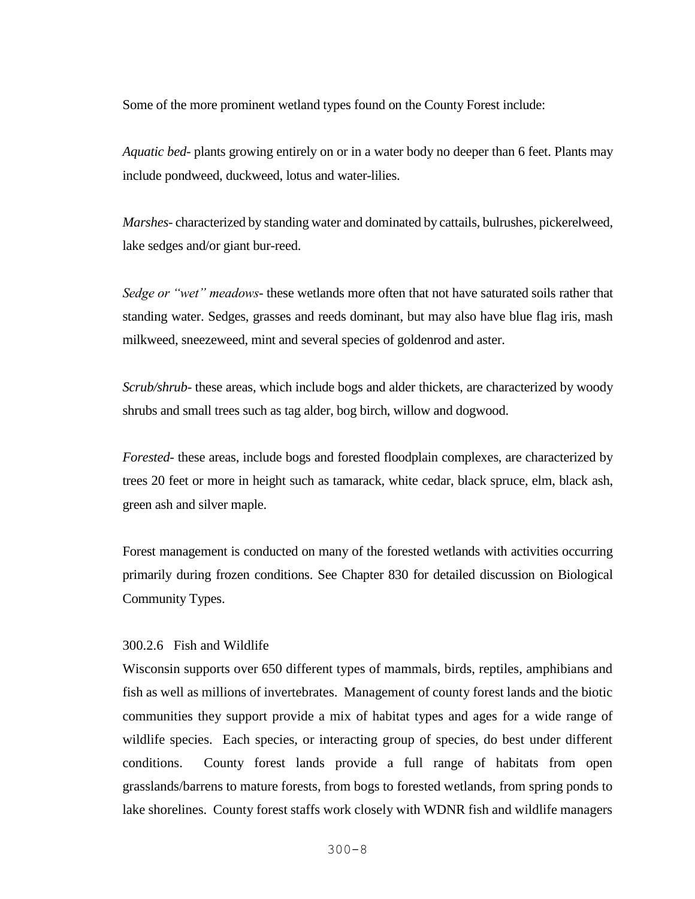Some of the more prominent wetland types found on the County Forest include:

*Aquatic bed*- plants growing entirely on or in a water body no deeper than 6 feet. Plants may include pondweed, duckweed, lotus and water-lilies.

*Marshes*- characterized by standing water and dominated by cattails, bulrushes, pickerelweed, lake sedges and/or giant bur-reed.

*Sedge or "wet" meadows*- these wetlands more often that not have saturated soils rather that standing water. Sedges, grasses and reeds dominant, but may also have blue flag iris, mash milkweed, sneezeweed, mint and several species of goldenrod and aster.

*Scrub/shrub*- these areas, which include bogs and alder thickets, are characterized by woody shrubs and small trees such as tag alder, bog birch, willow and dogwood.

*Forested*- these areas, include bogs and forested floodplain complexes, are characterized by trees 20 feet or more in height such as tamarack, white cedar, black spruce, elm, black ash, green ash and silver maple.

Forest management is conducted on many of the forested wetlands with activities occurring primarily during frozen conditions. See Chapter 830 for detailed discussion on Biological Community Types.

### 300.2.6 Fish and Wildlife

Wisconsin supports over 650 different types of mammals, birds, reptiles, amphibians and fish as well as millions of invertebrates. Management of county forest lands and the biotic communities they support provide a mix of habitat types and ages for a wide range of wildlife species. Each species, or interacting group of species, do best under different conditions. County forest lands provide a full range of habitats from open grasslands/barrens to mature forests, from bogs to forested wetlands, from spring ponds to lake shorelines. County forest staffs work closely with WDNR fish and wildlife managers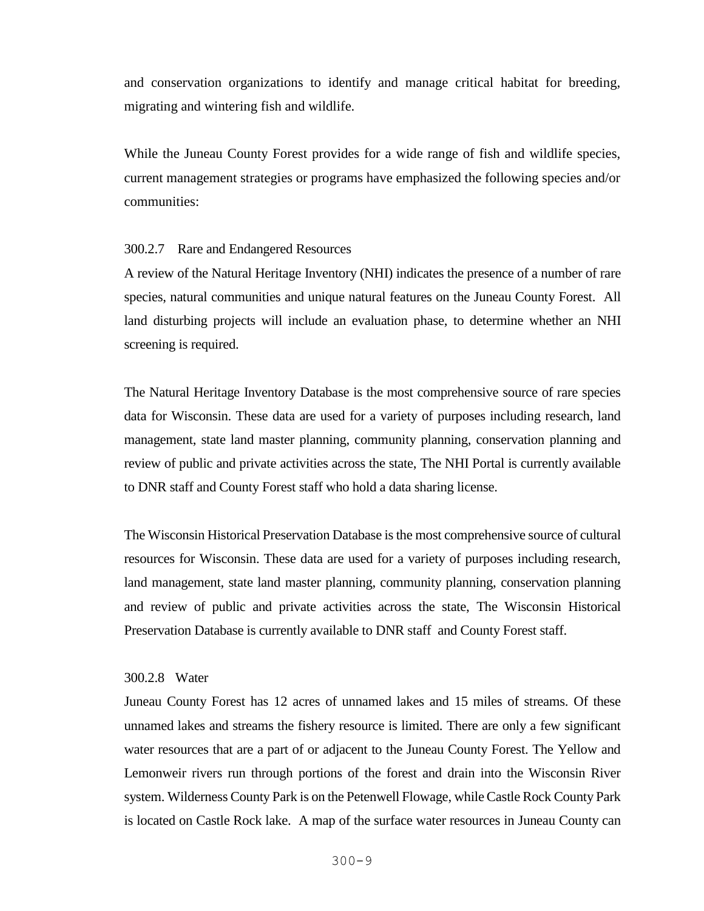and conservation organizations to identify and manage critical habitat for breeding, migrating and wintering fish and wildlife.

While the Juneau County Forest provides for a wide range of fish and wildlife species, current management strategies or programs have emphasized the following species and/or communities:

### 300.2.7 Rare and Endangered Resources

A review of the Natural Heritage Inventory (NHI) indicates the presence of a number of rare species, natural communities and unique natural features on the Juneau County Forest. All land disturbing projects will include an evaluation phase, to determine whether an NHI screening is required.

The Natural Heritage Inventory Database is the most comprehensive source of rare species data for Wisconsin. These data are used for a variety of purposes including research, land management, state land master planning, community planning, conservation planning and review of public and private activities across the state, The NHI Portal is currently available to DNR staff and County Forest staff who hold a data sharing license.

The Wisconsin Historical Preservation Database is the most comprehensive source of cultural resources for Wisconsin. These data are used for a variety of purposes including research, land management, state land master planning, community planning, conservation planning and review of public and private activities across the state, The Wisconsin Historical Preservation Database is currently available to DNR staff and County Forest staff.

### 300.2.8 Water

Juneau County Forest has 12 acres of unnamed lakes and 15 miles of streams. Of these unnamed lakes and streams the fishery resource is limited. There are only a few significant water resources that are a part of or adjacent to the Juneau County Forest. The Yellow and Lemonweir rivers run through portions of the forest and drain into the Wisconsin River system. Wilderness County Park is on the Petenwell Flowage, while Castle Rock County Park is located on Castle Rock lake. A map of the surface water resources in Juneau County can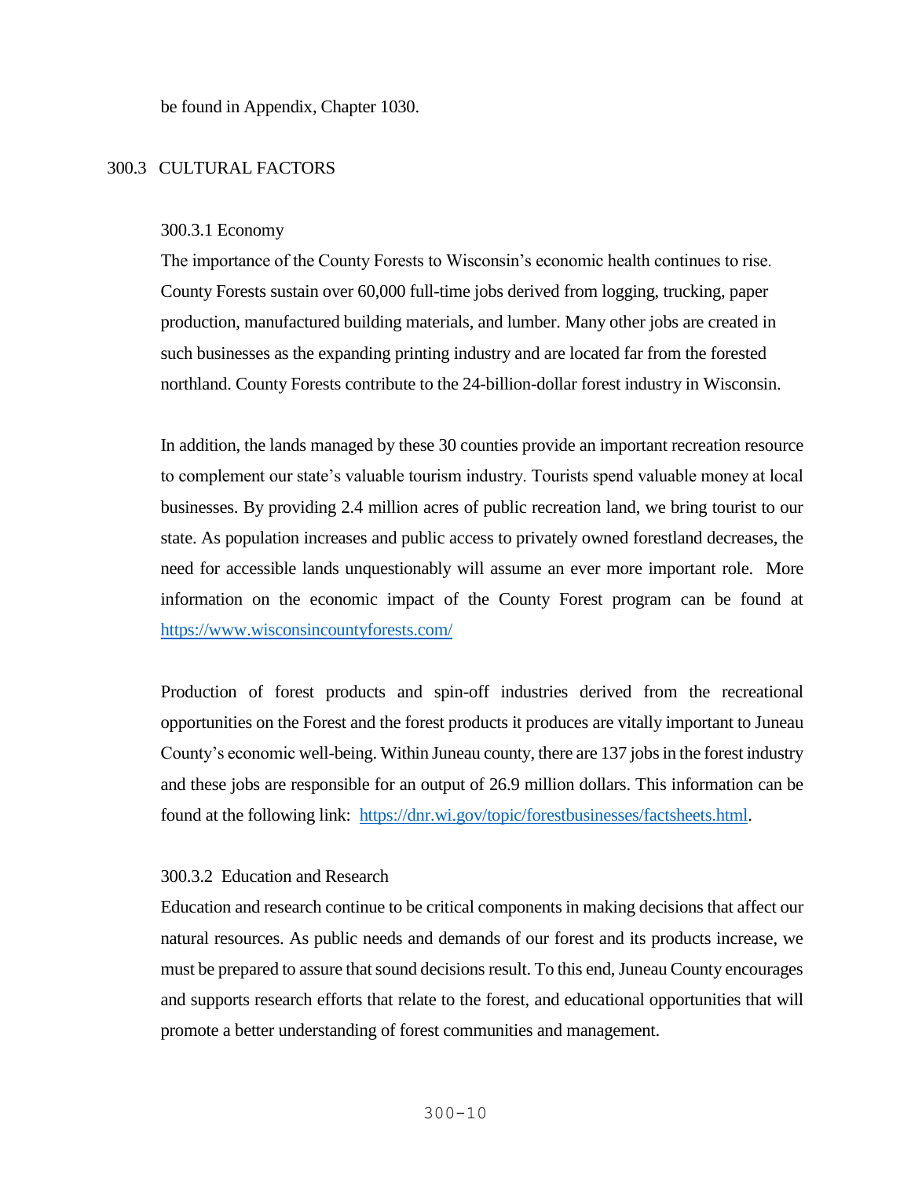be found in Appendix, Chapter 1030.

## 300.3 CULTURAL FACTORS

### 300.3.1 Economy

The importance of the County Forests to Wisconsin's economic health continues to rise. County Forests sustain over 60,000 full-time jobs derived from logging, trucking, paper production, manufactured building materials, and lumber. Many other jobs are created in such businesses as the expanding printing industry and are located far from the forested northland. County Forests contribute to the 24-billion-dollar forest industry in Wisconsin.

In addition, the lands managed by these 30 counties provide an important recreation resource to complement our state's valuable tourism industry. Tourists spend valuable money at local businesses. By providing 2.4 million acres of public recreation land, we bring tourist to our state. As population increases and public access to privately owned forestland decreases, the need for accessible lands unquestionably will assume an ever more important role. More information on the economic impact of the County Forest program can be found at https://www.wisconsincountyforests.com/

Production of forest products and spin-off industries derived from the recreational opportunities on the Forest and the forest products it produces are vitally important to Juneau County's economic well-being. Within Juneau county, there are 137 jobs in the forest industry and these jobs are responsible for an output of 26.9 million dollars. This information can be found at the following link: https://dnr.wi.gov/topic/forestbusinesses/factsheets.html.

### 300.3.2 Education and Research

Education and research continue to be critical components in making decisions that affect our natural resources. As public needs and demands of our forest and its products increase, we must be prepared to assure that sound decisions result. To this end, Juneau County encourages and supports research efforts that relate to the forest, and educational opportunities that will promote a better understanding of forest communities and management.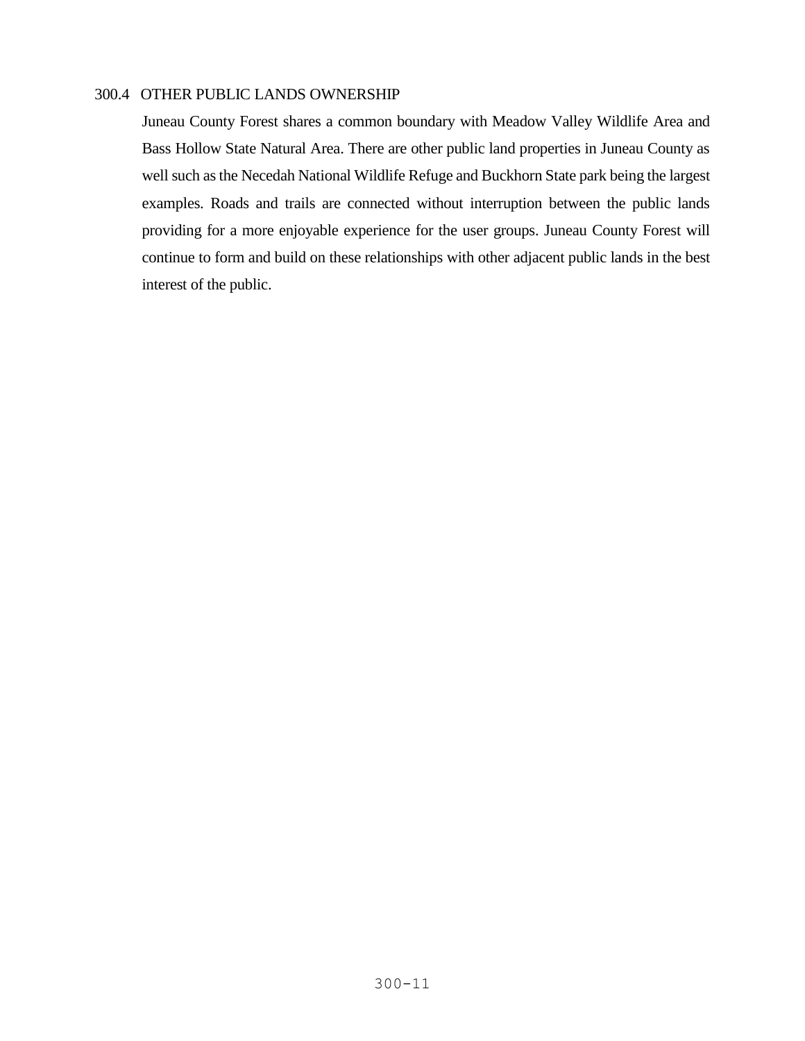## 300.4 OTHER PUBLIC LANDS OWNERSHIP

Juneau County Forest shares a common boundary with Meadow Valley Wildlife Area and Bass Hollow State Natural Area. There are other public land properties in Juneau County as well such as the Necedah National Wildlife Refuge and Buckhorn State park being the largest examples. Roads and trails are connected without interruption between the public lands providing for a more enjoyable experience for the user groups. Juneau County Forest will continue to form and build on these relationships with other adjacent public lands in the best interest of the public.